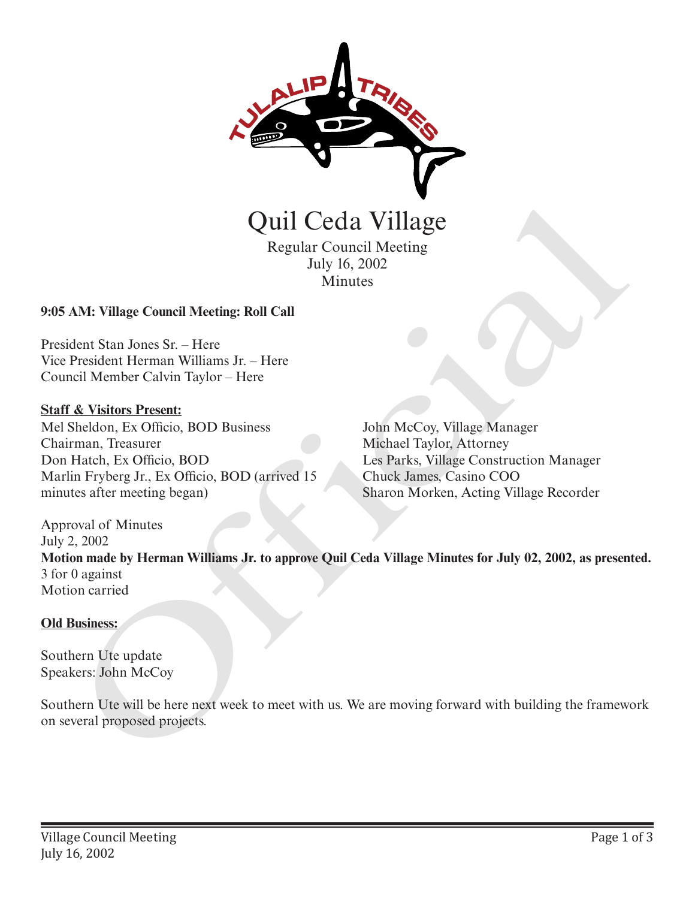# Quil Ceda Village

Regular Council Meeting
July 16, 2002
Minutes

**9:05 AM: Village Council Meeting: Roll Call**

President Stan Jones Sr. – Here
Vice President Herman Williams Jr. – Here
Council Member Calvin Taylor – Here

**Staff & Visitors Present:**

Mel Sheldon, Ex Officio, BOD Business Chairman, Treasurer
Don Hatch, Ex Officio, BOD
Marlin Fryberg Jr., Ex Officio, BOD (arrived 15 minutes after meeting began)
John McCoy, Village Manager
Michael Taylor, Attorney
Les Parks, Village Construction Manager
Chuck James, Casino COO
Sharon Morken, Acting Village Recorder

Approval of Minutes
July 2, 2002
**Motion made by Herman Williams Jr. to approve Quil Ceda Village Minutes for July 02, 2002, as presented.**
3 for 0 against
Motion carried

**Old Business:**

Southern Ute update
Speakers: John McCoy

Southern Ute will be here next week to meet with us. We are moving forward with building the framework on several proposed projects.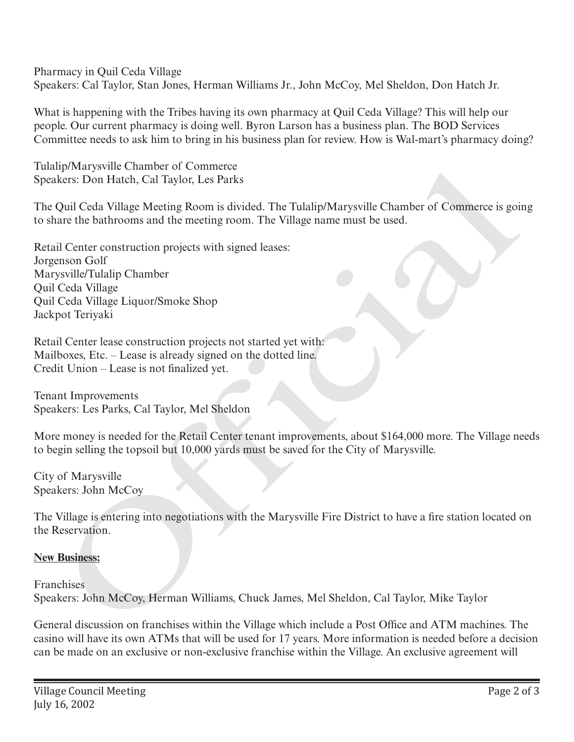Pharmacy in Quil Ceda Village
Speakers: Cal Taylor, Stan Jones, Herman Williams Jr., John McCoy, Mel Sheldon, Don Hatch Jr.

What is happening with the Tribes having its own pharmacy at Quil Ceda Village? This will help our people. Our current pharmacy is doing well. Byron Larson has a business plan. The BOD Services Committee needs to ask him to bring in his business plan for review. How is Wal-mart's pharmacy doing?

Tulalip/Marysville Chamber of Commerce
Speakers: Don Hatch, Cal Taylor, Les Parks

The Quil Ceda Village Meeting Room is divided. The Tulalip/Marysville Chamber of Commerce is going to share the bathrooms and the meeting room. The Village name must be used.

Retail Center construction projects with signed leases:
Jorgenson Golf
Marysville/Tulalip Chamber
Quil Ceda Village
Quil Ceda Village Liquor/Smoke Shop
Jackpot Teriyaki

Retail Center lease construction projects not started yet with:
Mailboxes, Etc. – Lease is already signed on the dotted line.
Credit Union – Lease is not finalized yet.

Tenant Improvements
Speakers: Les Parks, Cal Taylor, Mel Sheldon

More money is needed for the Retail Center tenant improvements, about $164,000 more. The Village needs to begin selling the topsoil but 10,000 yards must be saved for the City of Marysville.

City of Marysville
Speakers: John McCoy

The Village is entering into negotiations with the Marysville Fire District to have a fire station located on the Reservation.

**New Business:**

Franchises
Speakers: John McCoy, Herman Williams, Chuck James, Mel Sheldon, Cal Taylor, Mike Taylor

General discussion on franchises within the Village which include a Post Office and ATM machines. The casino will have its own ATMs that will be used for 17 years. More information is needed before a decision can be made on an exclusive or non-exclusive franchise within the Village. An exclusive agreement will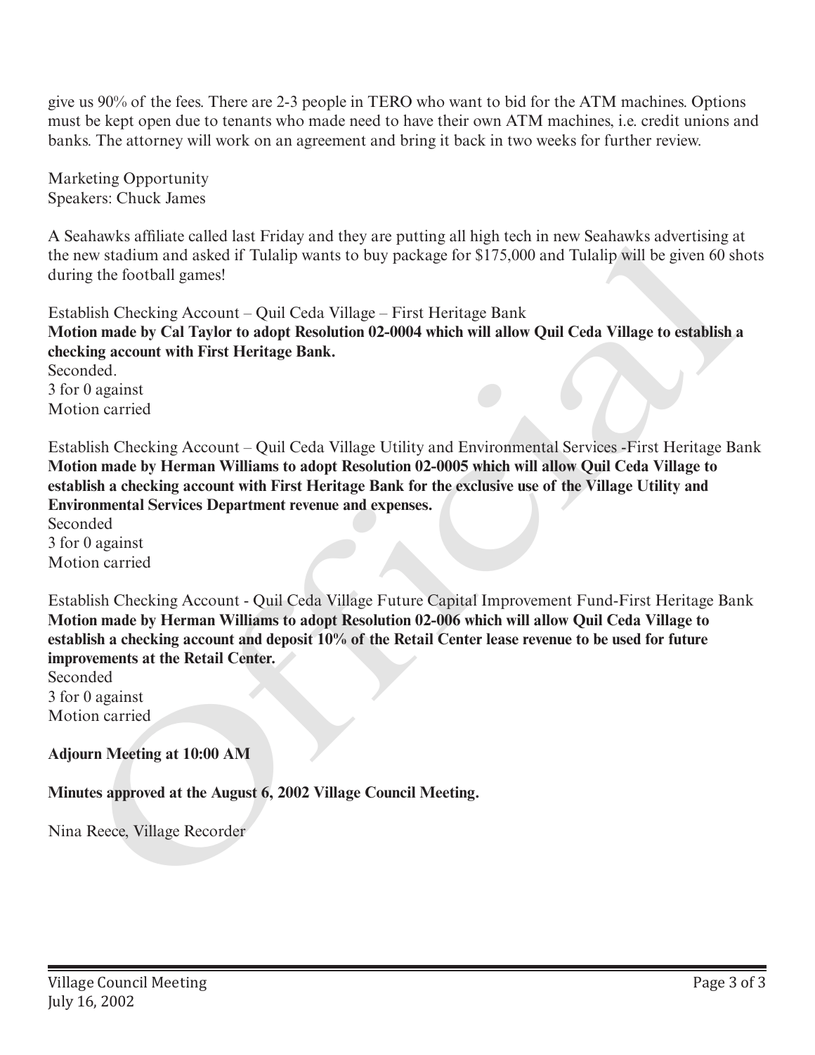give us 90% of the fees. There are 2-3 people in TERO who want to bid for the ATM machines. Options must be kept open due to tenants who made need to have their own ATM machines, i.e. credit unions and banks. The attorney will work on an agreement and bring it back in two weeks for further review.

Marketing Opportunity
Speakers: Chuck James

A Seahawks affiliate called last Friday and they are putting all high tech in new Seahawks advertising at the new stadium and asked if Tulalip wants to buy package for $175,000 and Tulalip will be given 60 shots during the football games!

Establish Checking Account – Quil Ceda Village – First Heritage Bank
**Motion made by Cal Taylor to adopt Resolution 02-0004 which will allow Quil Ceda Village to establish a checking account with First Heritage Bank.**
Seconded.
3 for 0 against
Motion carried

Establish Checking Account – Quil Ceda Village Utility and Environmental Services -First Heritage Bank
**Motion made by Herman Williams to adopt Resolution 02-0005 which will allow Quil Ceda Village to establish a checking account with First Heritage Bank for the exclusive use of the Village Utility and Environmental Services Department revenue and expenses.**
Seconded
3 for 0 against
Motion carried

Establish Checking Account - Quil Ceda Village Future Capital Improvement Fund-First Heritage Bank
**Motion made by Herman Williams to adopt Resolution 02-006 which will allow Quil Ceda Village to establish a checking account and deposit 10% of the Retail Center lease revenue to be used for future improvements at the Retail Center.**
Seconded
3 for 0 against
Motion carried

**Adjourn Meeting at 10:00 AM**

**Minutes approved at the August 6, 2002 Village Council Meeting.**

Nina Reece, Village Recorder